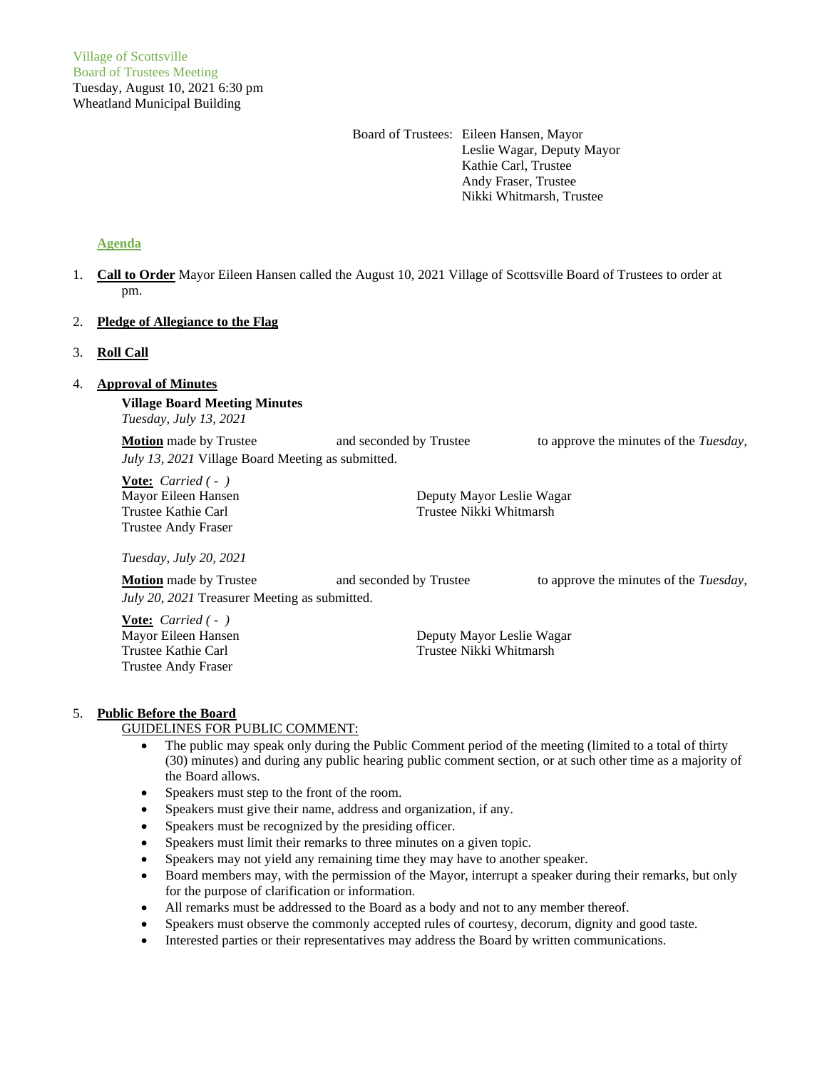Village of Scottsville
Board of Trustees Meeting
Tuesday, August 10, 2021 6:30 pm
Wheatland Municipal Building

Board of Trustees: Eileen Hansen, Mayor
Leslie Wagar, Deputy Mayor
Kathie Carl, Trustee
Andy Fraser, Trustee
Nikki Whitmarsh, Trustee

## Agenda

1. **Call to Order** Mayor Eileen Hansen called the August 10, 2021 Village of Scottsville Board of Trustees to order at pm.

2. **Pledge of Allegiance to the Flag**

3. **Roll Call**

4. **Approval of Minutes**

   **Village Board Meeting Minutes**
   *Tuesday, July 13, 2021*

   **Motion** made by Trustee and seconded by Trustee to approve the minutes of the *Tuesday, July 13, 2021* Village Board Meeting as submitted.

   **Vote:** *Carried ( - )*
   Mayor Eileen Hansen
   Trustee Kathie Carl
   Trustee Andy Fraser
   Deputy Mayor Leslie Wagar
   Trustee Nikki Whitmarsh

   *Tuesday, July 20, 2021*

   **Motion** made by Trustee and seconded by Trustee to approve the minutes of the *Tuesday, July 20, 2021* Treasurer Meeting as submitted.

   **Vote:** *Carried ( - )*
   Mayor Eileen Hansen
   Trustee Kathie Carl
   Trustee Andy Fraser
   Deputy Mayor Leslie Wagar
   Trustee Nikki Whitmarsh

5. **Public Before the Board**

   GUIDELINES FOR PUBLIC COMMENT:

   - The public may speak only during the Public Comment period of the meeting (limited to a total of thirty (30) minutes) and during any public hearing public comment section, or at such other time as a majority of the Board allows.
   - Speakers must step to the front of the room.
   - Speakers must give their name, address and organization, if any.
   - Speakers must be recognized by the presiding officer.
   - Speakers must limit their remarks to three minutes on a given topic.
   - Speakers may not yield any remaining time they may have to another speaker.
   - Board members may, with the permission of the Mayor, interrupt a speaker during their remarks, but only for the purpose of clarification or information.
   - All remarks must be addressed to the Board as a body and not to any member thereof.
   - Speakers must observe the commonly accepted rules of courtesy, decorum, dignity and good taste.
   - Interested parties or their representatives may address the Board by written communications.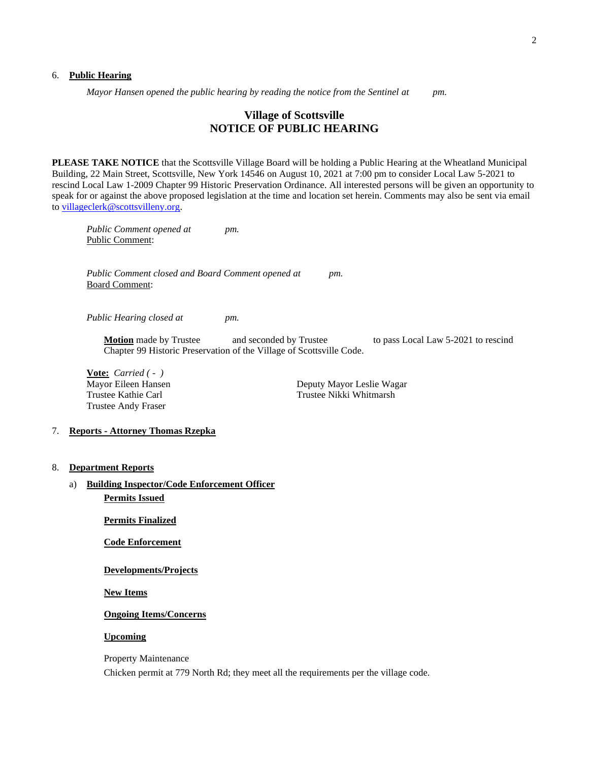6. **Public Hearing**

*Mayor Hansen opened the public hearing by reading the notice from the Sentinel at pm.*

## Village of Scottsville
## NOTICE OF PUBLIC HEARING

**PLEASE TAKE NOTICE** that the Scottsville Village Board will be holding a Public Hearing at the Wheatland Municipal Building, 22 Main Street, Scottsville, New York 14546 on August 10, 2021 at 7:00 pm to consider Local Law 5-2021 to rescind Local Law 1-2009 Chapter 99 Historic Preservation Ordinance. All interested persons will be given an opportunity to speak for or against the above proposed legislation at the time and location set herein. Comments may also be sent via email to villageclerk@scottsvilleny.org.

*Public Comment opened at pm.*
Public Comment:

*Public Comment closed and Board Comment opened at pm.*
Board Comment:

*Public Hearing closed at pm.*

**Motion** made by Trustee and seconded by Trustee to pass Local Law 5-2021 to rescind Chapter 99 Historic Preservation of the Village of Scottsville Code.

**Vote:** *Carried ( - )*
Mayor Eileen Hansen
Trustee Kathie Carl
Trustee Andy Fraser
Deputy Mayor Leslie Wagar
Trustee Nikki Whitmarsh

7. **Reports - Attorney Thomas Rzepka**

8. **Department Reports**

a) **Building Inspector/Code Enforcement Officer**

**Permits Issued**

**Permits Finalized**

**Code Enforcement**

**Developments/Projects**

**New Items**

**Ongoing Items/Concerns**

**Upcoming**

Property Maintenance

Chicken permit at 779 North Rd; they meet all the requirements per the village code.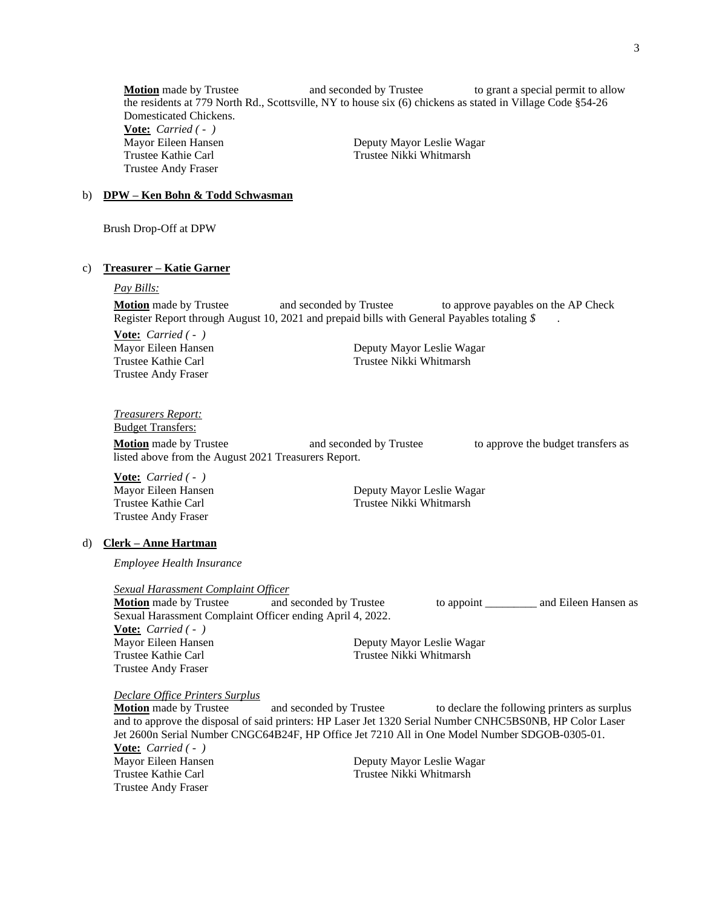**Motion** made by Trustee and seconded by Trustee to grant a special permit to allow the residents at 779 North Rd., Scottsville, NY to house six (6) chickens as stated in Village Code §54-26 Domesticated Chickens.

**Vote:** *Carried ( - )*

Mayor Eileen Hansen
Deputy Mayor Leslie Wagar
Trustee Kathie Carl
Trustee Nikki Whitmarsh
Trustee Andy Fraser

b) **DPW – Ken Bohn & Todd Schwasman**

Brush Drop-Off at DPW

c) **Treasurer – Katie Garner**

*Pay Bills:*

**Motion** made by Trustee and seconded by Trustee to approve payables on the AP Check Register Report through August 10, 2021 and prepaid bills with General Payables totaling *$* .

**Vote:** *Carried ( - )*

Mayor Eileen Hansen
Deputy Mayor Leslie Wagar
Trustee Kathie Carl
Trustee Nikki Whitmarsh
Trustee Andy Fraser

*Treasurers Report:*

Budget Transfers:

**Motion** made by Trustee and seconded by Trustee to approve the budget transfers as listed above from the August 2021 Treasurers Report.

**Vote:** *Carried ( - )*

Mayor Eileen Hansen
Deputy Mayor Leslie Wagar
Trustee Kathie Carl
Trustee Nikki Whitmarsh
Trustee Andy Fraser

d) **Clerk – Anne Hartman**

*Employee Health Insurance*

*Sexual Harassment Complaint Officer*

**Motion** made by Trustee and seconded by Trustee to appoint _________ and Eileen Hansen as Sexual Harassment Complaint Officer ending April 4, 2022.

**Vote:** *Carried ( - )*

Mayor Eileen Hansen
Deputy Mayor Leslie Wagar
Trustee Kathie Carl
Trustee Nikki Whitmarsh
Trustee Andy Fraser

*Declare Office Printers Surplus*

**Motion** made by Trustee and seconded by Trustee to declare the following printers as surplus and to approve the disposal of said printers: HP Laser Jet 1320 Serial Number CNHC5BS0NB, HP Color Laser Jet 2600n Serial Number CNGC64B24F, HP Office Jet 7210 All in One Model Number SDGOB-0305-01.

**Vote:** *Carried ( - )*

Mayor Eileen Hansen
Deputy Mayor Leslie Wagar
Trustee Kathie Carl
Trustee Nikki Whitmarsh
Trustee Andy Fraser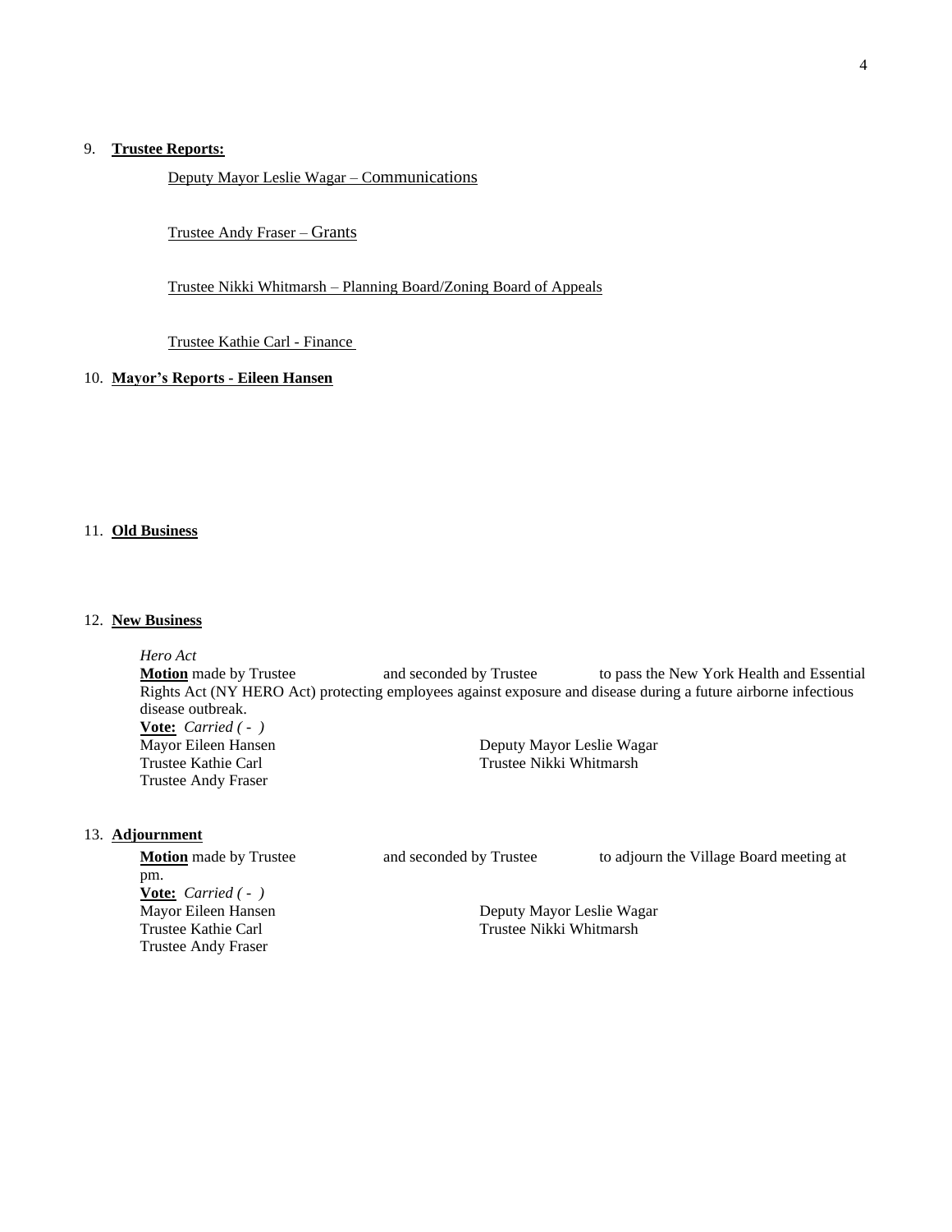9. **Trustee Reports:**

   Deputy Mayor Leslie Wagar – Communications

   Trustee Andy Fraser – Grants

   Trustee Nikki Whitmarsh – Planning Board/Zoning Board of Appeals

   Trustee Kathie Carl - Finance

10. **Mayor's Reports - Eileen Hansen**

11. **Old Business**

12. **New Business**

    *Hero Act*
    **Motion** made by Trustee and seconded by Trustee to pass the New York Health and Essential Rights Act (NY HERO Act) protecting employees against exposure and disease during a future airborne infectious disease outbreak.
    **Vote:** *Carried ( - )*
    Mayor Eileen Hansen
    Deputy Mayor Leslie Wagar
    Trustee Kathie Carl
    Trustee Nikki Whitmarsh
    Trustee Andy Fraser

13. **Adjournment**

    **Motion** made by Trustee and seconded by Trustee to adjourn the Village Board meeting at pm.
    **Vote:** *Carried ( - )*
    Mayor Eileen Hansen
    Deputy Mayor Leslie Wagar
    Trustee Kathie Carl
    Trustee Nikki Whitmarsh
    Trustee Andy Fraser